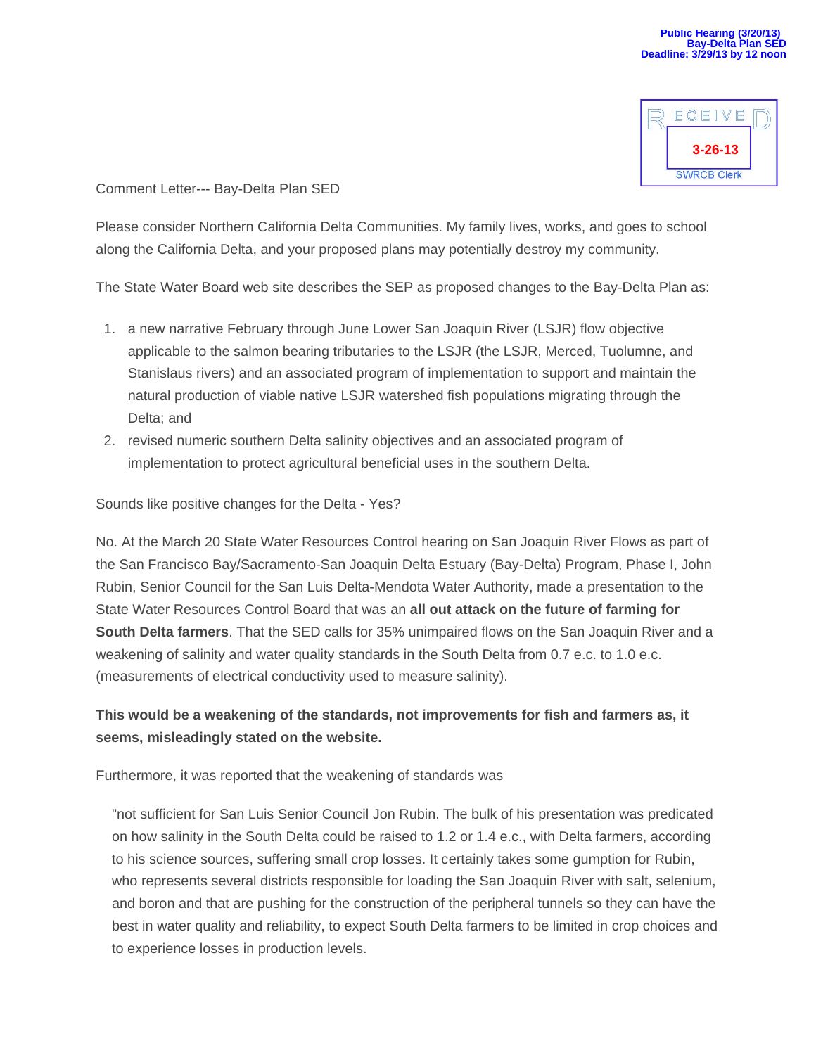Public Hearing (3/20/13)
Bay-Delta Plan SED
Deadline: 3/29/13 by 12 noon

RECEIVED
3-26-13
SWRCB Clerk

Comment Letter--- Bay-Delta Plan SED

Please consider Northern California Delta Communities. My family lives, works, and goes to school along the California Delta, and your proposed plans may potentially destroy my community.

The State Water Board web site describes the SEP as proposed changes to the Bay-Delta Plan as:

1. a new narrative February through June Lower San Joaquin River (LSJR) flow objective applicable to the salmon bearing tributaries to the LSJR (the LSJR, Merced, Tuolumne, and Stanislaus rivers) and an associated program of implementation to support and maintain the natural production of viable native LSJR watershed fish populations migrating through the Delta; and
2. revised numeric southern Delta salinity objectives and an associated program of implementation to protect agricultural beneficial uses in the southern Delta.

Sounds like positive changes for the Delta - Yes?

No. At the March 20 State Water Resources Control hearing on San Joaquin River Flows as part of the San Francisco Bay/Sacramento-San Joaquin Delta Estuary (Bay-Delta) Program, Phase I, John Rubin, Senior Council for the San Luis Delta-Mendota Water Authority, made a presentation to the State Water Resources Control Board that was an **all out attack on the future of farming for South Delta farmers**. That the SED calls for 35% unimpaired flows on the San Joaquin River and a weakening of salinity and water quality standards in the South Delta from 0.7 e.c. to 1.0 e.c. (measurements of electrical conductivity used to measure salinity).

**This would be a weakening of the standards, not improvements for fish and farmers as, it seems, misleadingly stated on the website.**

Furthermore, it was reported that the weakening of standards was

> "not sufficient for San Luis Senior Council Jon Rubin. The bulk of his presentation was predicated on how salinity in the South Delta could be raised to 1.2 or 1.4 e.c., with Delta farmers, according to his science sources, suffering small crop losses. It certainly takes some gumption for Rubin, who represents several districts responsible for loading the San Joaquin River with salt, selenium, and boron and that are pushing for the construction of the peripheral tunnels so they can have the best in water quality and reliability, to expect South Delta farmers to be limited in crop choices and to experience losses in production levels.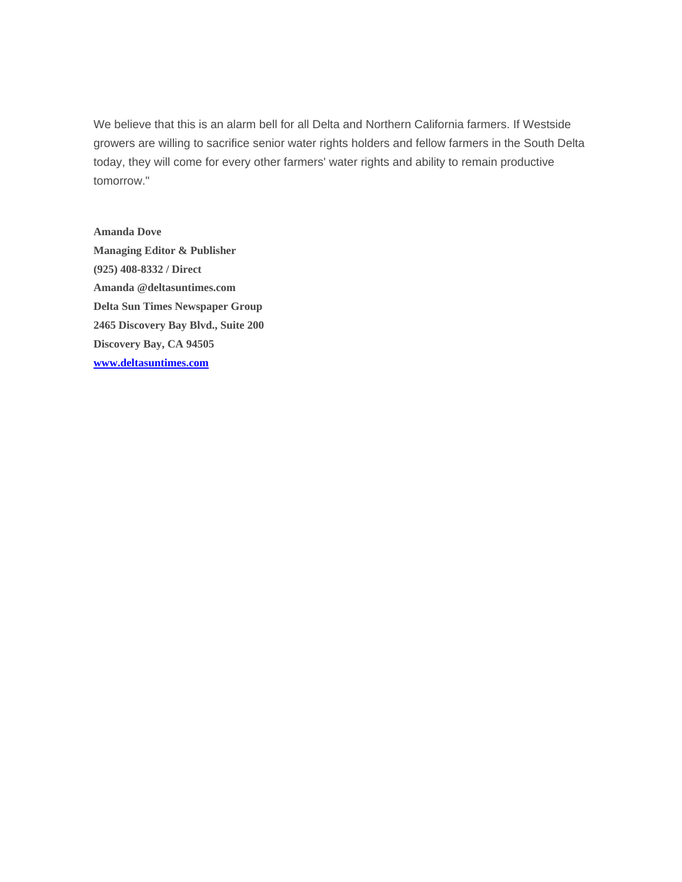We believe that this is an alarm bell for all Delta and Northern California farmers. If Westside growers are willing to sacrifice senior water rights holders and fellow farmers in the South Delta today, they will come for every other farmers' water rights and ability to remain productive tomorrow."

**Amanda Dove**
**Managing Editor & Publisher**
**(925) 408-8332 / Direct**
**Amanda @deltasuntimes.com**
**Delta Sun Times Newspaper Group**
**2465 Discovery Bay Blvd., Suite 200**
**Discovery Bay, CA 94505**
**www.deltasuntimes.com**